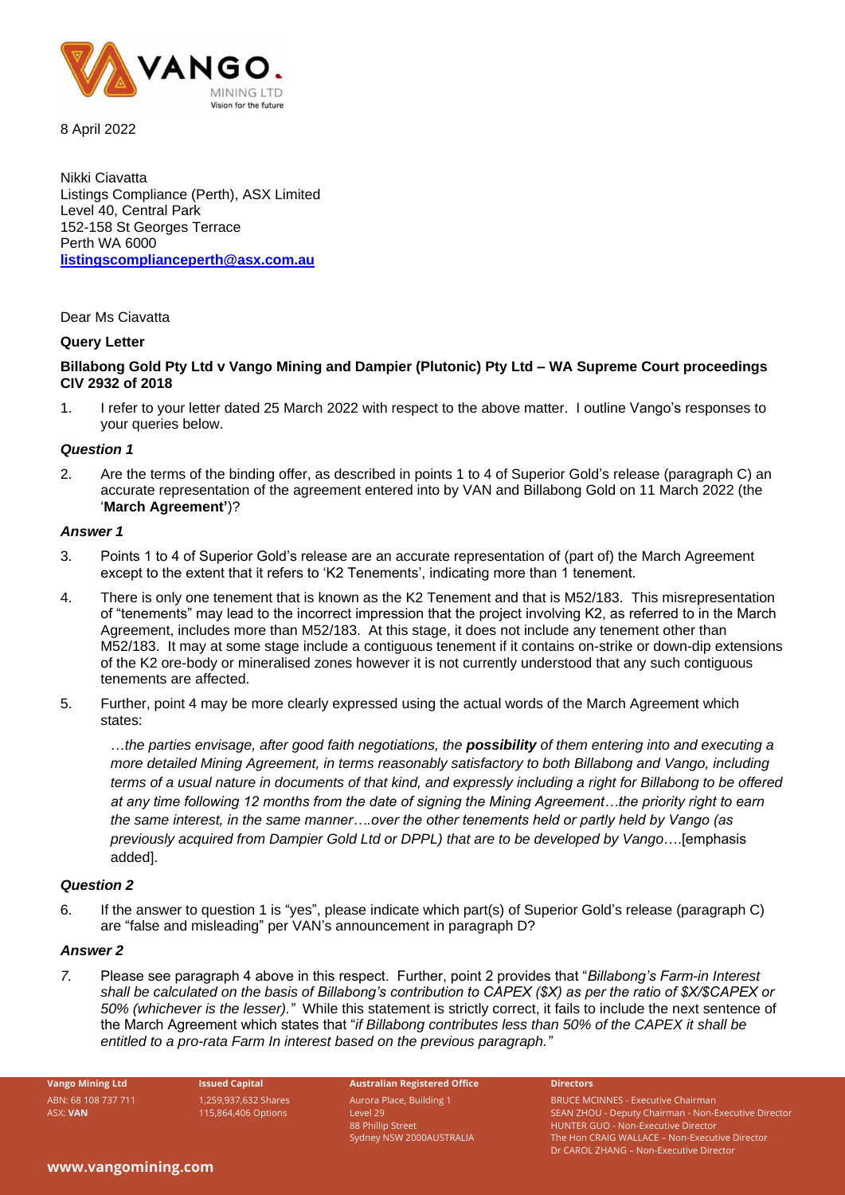8 April 2022

Nikki Ciavatta
Listings Compliance (Perth), ASX Limited
Level 40, Central Park
152-158 St Georges Terrace
Perth WA 6000
**listingscomplianceperth@asx.com.au**

Dear Ms Ciavatta

**Query Letter**

**Billabong Gold Pty Ltd v Vango Mining and Dampier (Plutonic) Pty Ltd – WA Supreme Court proceedings CIV 2932 of 2018**

1. I refer to your letter dated 25 March 2022 with respect to the above matter. I outline Vango's responses to your queries below.

***Question 1***

2. Are the terms of the binding offer, as described in points 1 to 4 of Superior Gold's release (paragraph C) an accurate representation of the agreement entered into by VAN and Billabong Gold on 11 March 2022 (the '**March Agreement'**)?

***Answer 1***

3. Points 1 to 4 of Superior Gold's release are an accurate representation of (part of) the March Agreement except to the extent that it refers to 'K2 Tenements', indicating more than 1 tenement.

4. There is only one tenement that is known as the K2 Tenement and that is M52/183. This misrepresentation of "tenements" may lead to the incorrect impression that the project involving K2, as referred to in the March Agreement, includes more than M52/183. At this stage, it does not include any tenement other than M52/183. It may at some stage include a contiguous tenement if it contains on-strike or down-dip extensions of the K2 ore-body or mineralised zones however it is not currently understood that any such contiguous tenements are affected.

5. Further, point 4 may be more clearly expressed using the actual words of the March Agreement which states:

   *…the parties envisage, after good faith negotiations, the* ***possibility*** *of them entering into and executing a more detailed Mining Agreement, in terms reasonably satisfactory to both Billabong and Vango, including terms of a usual nature in documents of that kind, and expressly including a right for Billabong to be offered at any time following 12 months from the date of signing the Mining Agreement…the priority right to earn the same interest, in the same manner….over the other tenements held or partly held by Vango (as previously acquired from Dampier Gold Ltd or DPPL) that are to be developed by Vango*….[emphasis added].

***Question 2***

6. If the answer to question 1 is "yes", please indicate which part(s) of Superior Gold's release (paragraph C) are "false and misleading" per VAN's announcement in paragraph D?

***Answer 2***

7. Please see paragraph 4 above in this respect. Further, point 2 provides that "*Billabong's Farm-in Interest shall be calculated on the basis of Billabong's contribution to CAPEX ($X) as per the ratio of $X/$CAPEX or 50% (whichever is the lesser)."* While this statement is strictly correct, it fails to include the next sentence of the March Agreement which states that "*if Billabong contributes less than 50% of the CAPEX it shall be entitled to a pro-rata Farm In interest based on the previous paragraph."*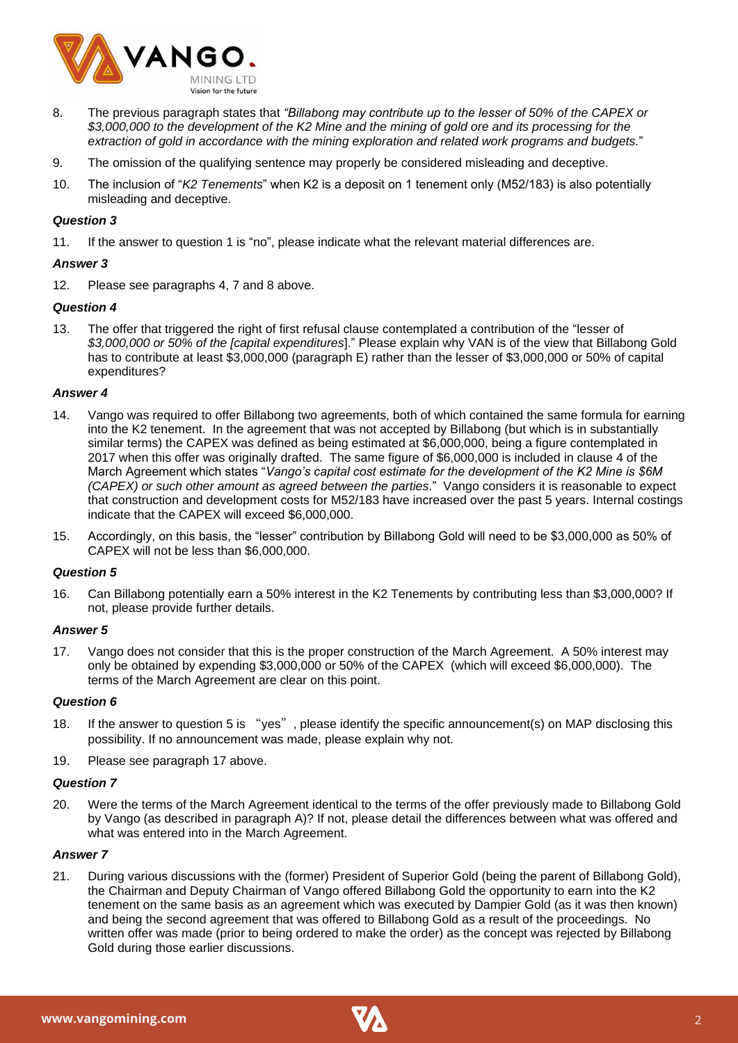8. The previous paragraph states that *"Billabong may contribute up to the lesser of 50% of the CAPEX or $3,000,000 to the development of the K2 Mine and the mining of gold ore and its processing for the extraction of gold in accordance with the mining exploration and related work programs and budgets.*"

9. The omission of the qualifying sentence may properly be considered misleading and deceptive.

10. The inclusion of "*K2 Tenements*" when K2 is a deposit on 1 tenement only (M52/183) is also potentially misleading and deceptive.

***Question 3***

11. If the answer to question 1 is "no", please indicate what the relevant material differences are.

***Answer 3***

12. Please see paragraphs 4, 7 and 8 above.

***Question 4***

13. The offer that triggered the right of first refusal clause contemplated a contribution of the "lesser of *$3,000,000 or 50% of the [capital expenditures*]." Please explain why VAN is of the view that Billabong Gold has to contribute at least $3,000,000 (paragraph E) rather than the lesser of $3,000,000 or 50% of capital expenditures?

***Answer 4***

14. Vango was required to offer Billabong two agreements, both of which contained the same formula for earning into the K2 tenement. In the agreement that was not accepted by Billabong (but which is in substantially similar terms) the CAPEX was defined as being estimated at $6,000,000, being a figure contemplated in 2017 when this offer was originally drafted. The same figure of $6,000,000 is included in clause 4 of the March Agreement which states "*Vango's capital cost estimate for the development of the K2 Mine is $6M (CAPEX) or such other amount as agreed between the parties*." Vango considers it is reasonable to expect that construction and development costs for M52/183 have increased over the past 5 years. Internal costings indicate that the CAPEX will exceed $6,000,000.

15. Accordingly, on this basis, the "lesser" contribution by Billabong Gold will need to be $3,000,000 as 50% of CAPEX will not be less than $6,000,000.

***Question 5***

16. Can Billabong potentially earn a 50% interest in the K2 Tenements by contributing less than $3,000,000? If not, please provide further details.

***Answer 5***

17. Vango does not consider that this is the proper construction of the March Agreement. A 50% interest may only be obtained by expending $3,000,000 or 50% of the CAPEX (which will exceed $6,000,000). The terms of the March Agreement are clear on this point.

***Question 6***

18. If the answer to question 5 is "yes", please identify the specific announcement(s) on MAP disclosing this possibility. If no announcement was made, please explain why not.

19. Please see paragraph 17 above.

***Question 7***

20. Were the terms of the March Agreement identical to the terms of the offer previously made to Billabong Gold by Vango (as described in paragraph A)? If not, please detail the differences between what was offered and what was entered into in the March Agreement.

***Answer 7***

21. During various discussions with the (former) President of Superior Gold (being the parent of Billabong Gold), the Chairman and Deputy Chairman of Vango offered Billabong Gold the opportunity to earn into the K2 tenement on the same basis as an agreement which was executed by Dampier Gold (as it was then known) and being the second agreement that was offered to Billabong Gold as a result of the proceedings. No written offer was made (prior to being ordered to make the order) as the concept was rejected by Billabong Gold during those earlier discussions.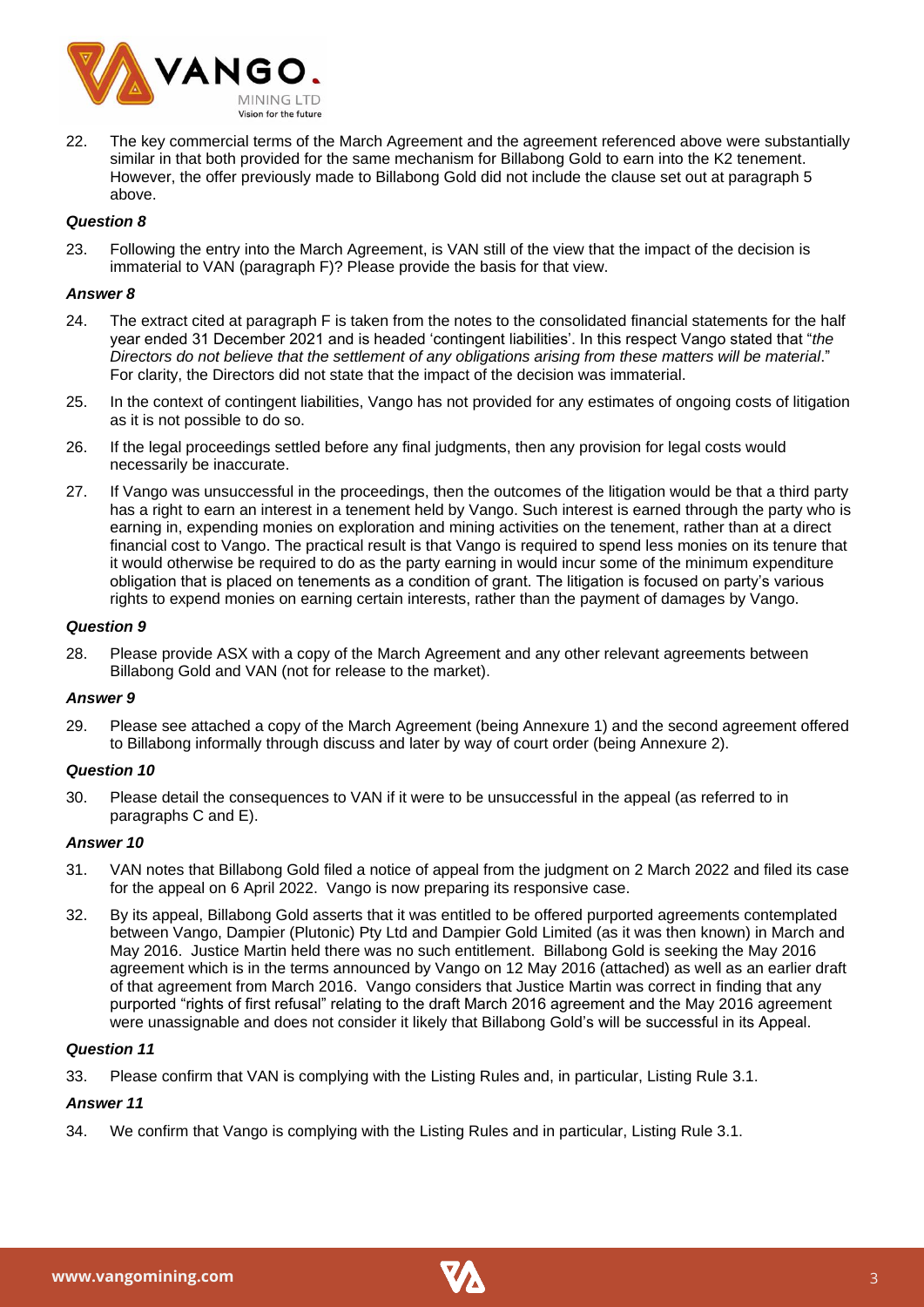22. The key commercial terms of the March Agreement and the agreement referenced above were substantially similar in that both provided for the same mechanism for Billabong Gold to earn into the K2 tenement. However, the offer previously made to Billabong Gold did not include the clause set out at paragraph 5 above.

***Question 8***

23. Following the entry into the March Agreement, is VAN still of the view that the impact of the decision is immaterial to VAN (paragraph F)? Please provide the basis for that view.

***Answer 8***

24. The extract cited at paragraph F is taken from the notes to the consolidated financial statements for the half year ended 31 December 2021 and is headed 'contingent liabilities'. In this respect Vango stated that "*the Directors do not believe that the settlement of any obligations arising from these matters will be material*." For clarity, the Directors did not state that the impact of the decision was immaterial.

25. In the context of contingent liabilities, Vango has not provided for any estimates of ongoing costs of litigation as it is not possible to do so.

26. If the legal proceedings settled before any final judgments, then any provision for legal costs would necessarily be inaccurate.

27. If Vango was unsuccessful in the proceedings, then the outcomes of the litigation would be that a third party has a right to earn an interest in a tenement held by Vango. Such interest is earned through the party who is earning in, expending monies on exploration and mining activities on the tenement, rather than at a direct financial cost to Vango. The practical result is that Vango is required to spend less monies on its tenure that it would otherwise be required to do as the party earning in would incur some of the minimum expenditure obligation that is placed on tenements as a condition of grant. The litigation is focused on party's various rights to expend monies on earning certain interests, rather than the payment of damages by Vango.

***Question 9***

28. Please provide ASX with a copy of the March Agreement and any other relevant agreements between Billabong Gold and VAN (not for release to the market).

***Answer 9***

29. Please see attached a copy of the March Agreement (being Annexure 1) and the second agreement offered to Billabong informally through discuss and later by way of court order (being Annexure 2).

***Question 10***

30. Please detail the consequences to VAN if it were to be unsuccessful in the appeal (as referred to in paragraphs C and E).

***Answer 10***

31. VAN notes that Billabong Gold filed a notice of appeal from the judgment on 2 March 2022 and filed its case for the appeal on 6 April 2022. Vango is now preparing its responsive case.

32. By its appeal, Billabong Gold asserts that it was entitled to be offered purported agreements contemplated between Vango, Dampier (Plutonic) Pty Ltd and Dampier Gold Limited (as it was then known) in March and May 2016. Justice Martin held there was no such entitlement. Billabong Gold is seeking the May 2016 agreement which is in the terms announced by Vango on 12 May 2016 (attached) as well as an earlier draft of that agreement from March 2016. Vango considers that Justice Martin was correct in finding that any purported "rights of first refusal" relating to the draft March 2016 agreement and the May 2016 agreement were unassignable and does not consider it likely that Billabong Gold's will be successful in its Appeal.

***Question 11***

33. Please confirm that VAN is complying with the Listing Rules and, in particular, Listing Rule 3.1.

***Answer 11***

34. We confirm that Vango is complying with the Listing Rules and in particular, Listing Rule 3.1.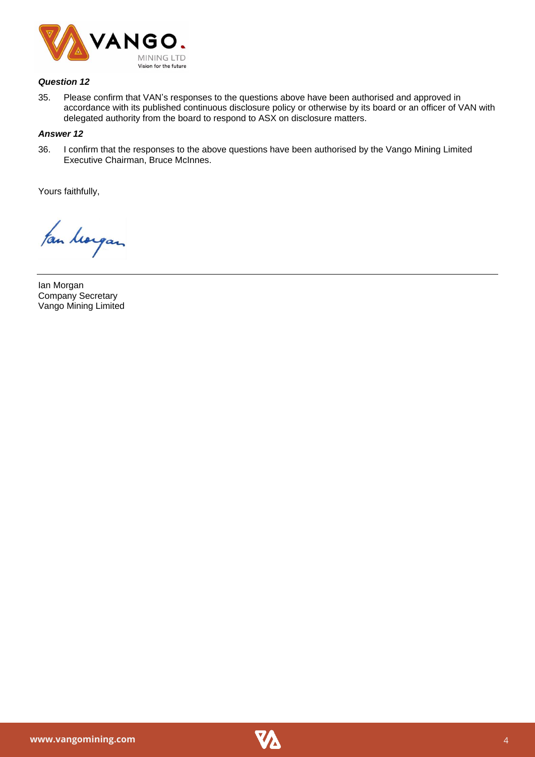***Question 12***

35. Please confirm that VAN's responses to the questions above have been authorised and approved in accordance with its published continuous disclosure policy or otherwise by its board or an officer of VAN with delegated authority from the board to respond to ASX on disclosure matters.

***Answer 12***

36. I confirm that the responses to the above questions have been authorised by the Vango Mining Limited Executive Chairman, Bruce McInnes.

Yours faithfully,

Ian Morgan
Company Secretary
Vango Mining Limited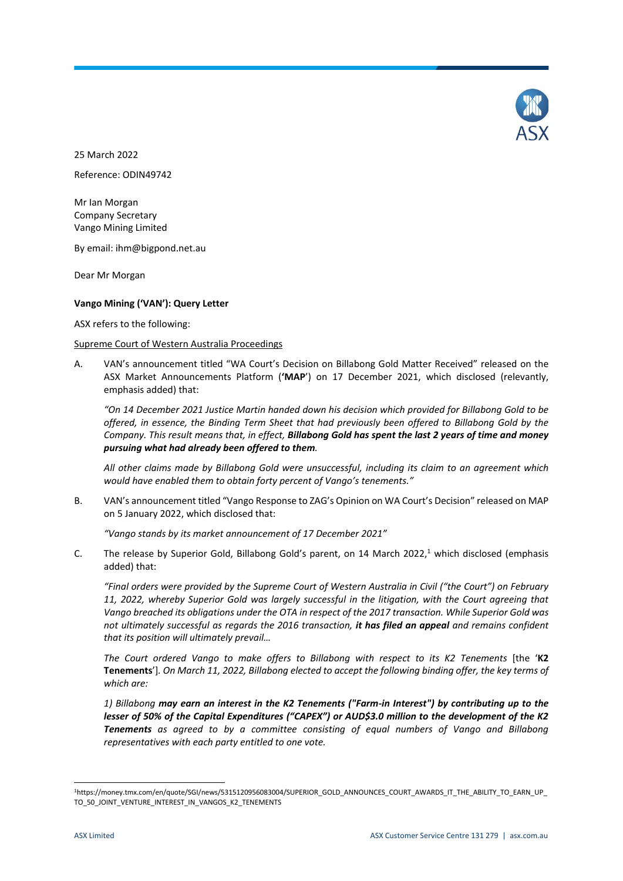25 March 2022

Reference: ODIN49742

Mr Ian Morgan
Company Secretary
Vango Mining Limited

By email: ihm@bigpond.net.au

Dear Mr Morgan

**Vango Mining ('VAN'): Query Letter**

ASX refers to the following:

Supreme Court of Western Australia Proceedings

A. VAN's announcement titled "WA Court's Decision on Billabong Gold Matter Received" released on the ASX Market Announcements Platform (**'MAP'**) on 17 December 2021, which disclosed (relevantly, emphasis added) that:

   *"On 14 December 2021 Justice Martin handed down his decision which provided for Billabong Gold to be offered, in essence, the Binding Term Sheet that had previously been offered to Billabong Gold by the Company. This result means that, in effect, **Billabong Gold has spent the last 2 years of time and money pursuing what had already been offered to them**.*

   *All other claims made by Billabong Gold were unsuccessful, including its claim to an agreement which would have enabled them to obtain forty percent of Vango's tenements."*

B. VAN's announcement titled "Vango Response to ZAG's Opinion on WA Court's Decision" released on MAP on 5 January 2022, which disclosed that:

   *"Vango stands by its market announcement of 17 December 2021"*

C. The release by Superior Gold, Billabong Gold's parent, on 14 March 2022,[1] which disclosed (emphasis added) that:

   *"Final orders were provided by the Supreme Court of Western Australia in Civil ("the Court") on February 11, 2022, whereby Superior Gold was largely successful in the litigation, with the Court agreeing that Vango breached its obligations under the OTA in respect of the 2017 transaction. While Superior Gold was not ultimately successful as regards the 2016 transaction, **it has filed an appeal** and remains confident that its position will ultimately prevail…*

   *The Court ordered Vango to make offers to Billabong with respect to its K2 Tenements* [the '**K2 Tenements**']. *On March 11, 2022, Billabong elected to accept the following binding offer, the key terms of which are:*

   *1) Billabong **may earn an interest in the K2 Tenements ("Farm-in Interest") by contributing up to the lesser of 50% of the Capital Expenditures ("CAPEX") or AUD$3.0 million to the development of the K2 Tenements** as agreed to by a committee consisting of equal numbers of Vango and Billabong representatives with each party entitled to one vote.*

---

[1] https://money.tmx.com/en/quote/SGI/news/5315120956083004/SUPERIOR_GOLD_ANNOUNCES_COURT_AWARDS_IT_THE_ABILITY_TO_EARN_UP_TO_50_JOINT_VENTURE_INTEREST_IN_VANGOS_K2_TENEMENTS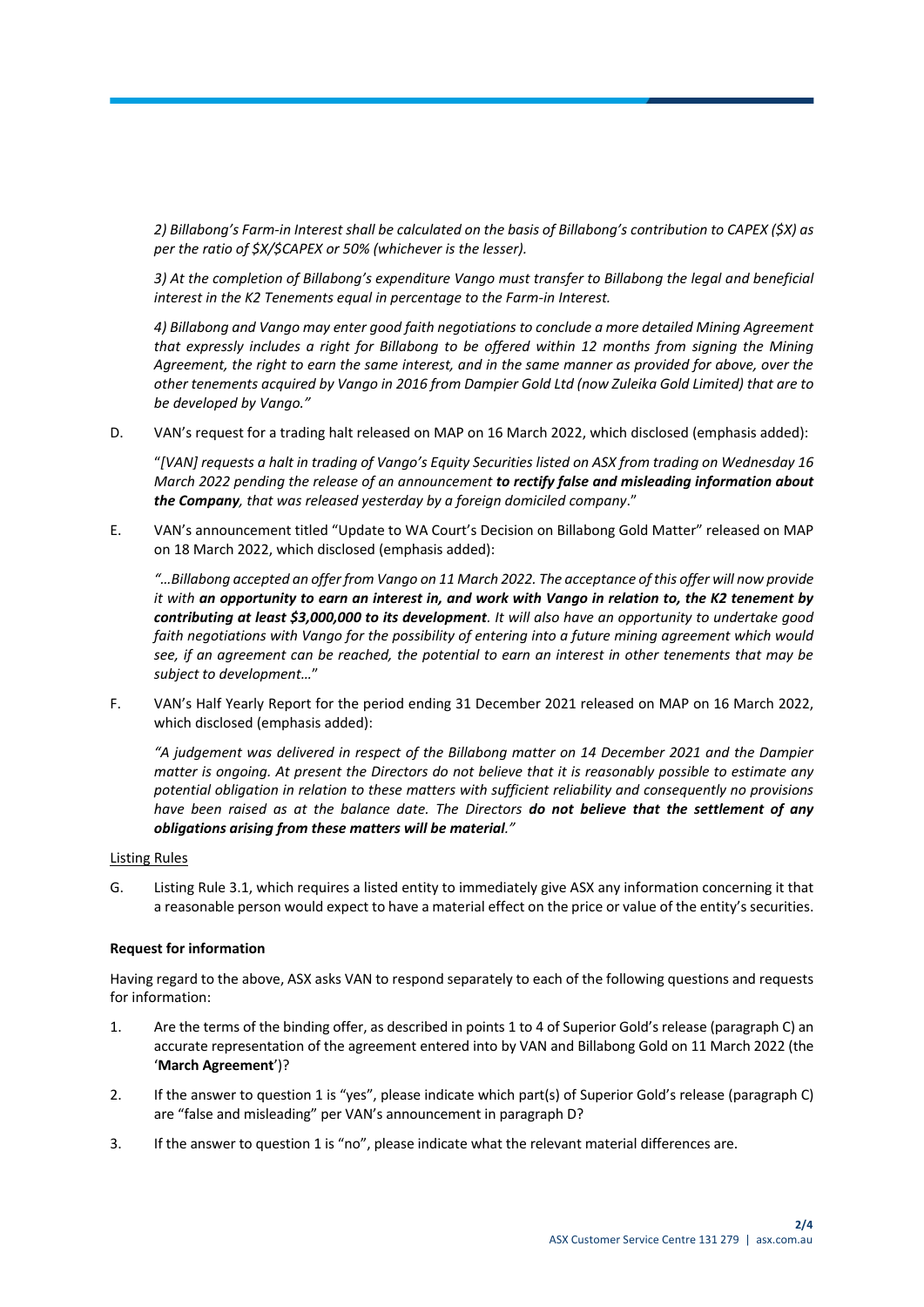*2) Billabong's Farm-in Interest shall be calculated on the basis of Billabong's contribution to CAPEX ($X) as per the ratio of $X/$CAPEX or 50% (whichever is the lesser).*

*3) At the completion of Billabong's expenditure Vango must transfer to Billabong the legal and beneficial interest in the K2 Tenements equal in percentage to the Farm-in Interest.*

*4) Billabong and Vango may enter good faith negotiations to conclude a more detailed Mining Agreement that expressly includes a right for Billabong to be offered within 12 months from signing the Mining Agreement, the right to earn the same interest, and in the same manner as provided for above, over the other tenements acquired by Vango in 2016 from Dampier Gold Ltd (now Zuleika Gold Limited) that are to be developed by Vango."*

D. VAN's request for a trading halt released on MAP on 16 March 2022, which disclosed (emphasis added):

"*[VAN] requests a halt in trading of Vango's Equity Securities listed on ASX from trading on Wednesday 16 March 2022 pending the release of an announcement **to rectify false and misleading information about the Company**, that was released yesterday by a foreign domiciled company*."

E. VAN's announcement titled "Update to WA Court's Decision on Billabong Gold Matter" released on MAP on 18 March 2022, which disclosed (emphasis added):

*"…Billabong accepted an offer from Vango on 11 March 2022. The acceptance of this offer will now provide it with **an opportunity to earn an interest in, and work with Vango in relation to, the K2 tenement by contributing at least $3,000,000 to its development**. It will also have an opportunity to undertake good faith negotiations with Vango for the possibility of entering into a future mining agreement which would see, if an agreement can be reached, the potential to earn an interest in other tenements that may be subject to development…*"

F. VAN's Half Yearly Report for the period ending 31 December 2021 released on MAP on 16 March 2022, which disclosed (emphasis added):

*"A judgement was delivered in respect of the Billabong matter on 14 December 2021 and the Dampier matter is ongoing. At present the Directors do not believe that it is reasonably possible to estimate any potential obligation in relation to these matters with sufficient reliability and consequently no provisions have been raised as at the balance date. The Directors **do not believe that the settlement of any obligations arising from these matters will be material**."*

Listing Rules

G. Listing Rule 3.1, which requires a listed entity to immediately give ASX any information concerning it that a reasonable person would expect to have a material effect on the price or value of the entity's securities.

**Request for information**

Having regard to the above, ASX asks VAN to respond separately to each of the following questions and requests for information:

1. Are the terms of the binding offer, as described in points 1 to 4 of Superior Gold's release (paragraph C) an accurate representation of the agreement entered into by VAN and Billabong Gold on 11 March 2022 (the '**March Agreement**')?

2. If the answer to question 1 is "yes", please indicate which part(s) of Superior Gold's release (paragraph C) are "false and misleading" per VAN's announcement in paragraph D?

3. If the answer to question 1 is "no", please indicate what the relevant material differences are.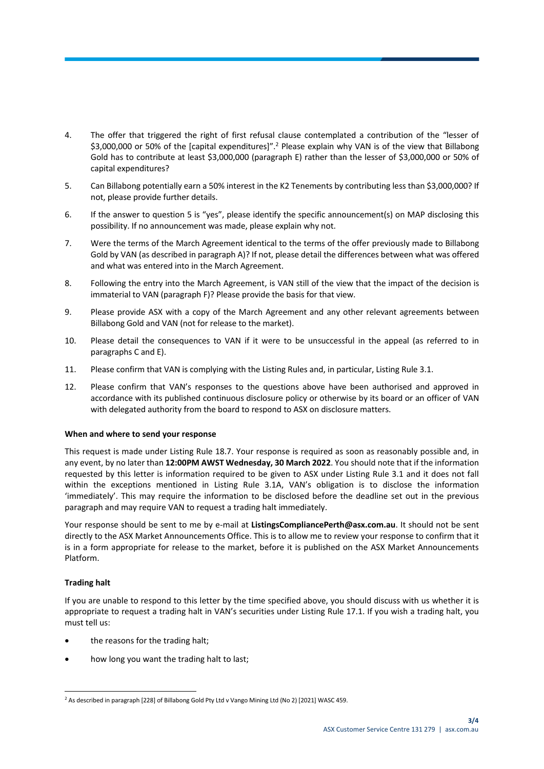4. The offer that triggered the right of first refusal clause contemplated a contribution of the "lesser of $3,000,000 or 50% of the [capital expenditures]".[2] Please explain why VAN is of the view that Billabong Gold has to contribute at least $3,000,000 (paragraph E) rather than the lesser of $3,000,000 or 50% of capital expenditures?

5. Can Billabong potentially earn a 50% interest in the K2 Tenements by contributing less than $3,000,000? If not, please provide further details.

6. If the answer to question 5 is "yes", please identify the specific announcement(s) on MAP disclosing this possibility. If no announcement was made, please explain why not.

7. Were the terms of the March Agreement identical to the terms of the offer previously made to Billabong Gold by VAN (as described in paragraph A)? If not, please detail the differences between what was offered and what was entered into in the March Agreement.

8. Following the entry into the March Agreement, is VAN still of the view that the impact of the decision is immaterial to VAN (paragraph F)? Please provide the basis for that view.

9. Please provide ASX with a copy of the March Agreement and any other relevant agreements between Billabong Gold and VAN (not for release to the market).

10. Please detail the consequences to VAN if it were to be unsuccessful in the appeal (as referred to in paragraphs C and E).

11. Please confirm that VAN is complying with the Listing Rules and, in particular, Listing Rule 3.1.

12. Please confirm that VAN's responses to the questions above have been authorised and approved in accordance with its published continuous disclosure policy or otherwise by its board or an officer of VAN with delegated authority from the board to respond to ASX on disclosure matters.

**When and where to send your response**

This request is made under Listing Rule 18.7. Your response is required as soon as reasonably possible and, in any event, by no later than **12:00PM AWST Wednesday, 30 March 2022**. You should note that if the information requested by this letter is information required to be given to ASX under Listing Rule 3.1 and it does not fall within the exceptions mentioned in Listing Rule 3.1A, VAN's obligation is to disclose the information 'immediately'. This may require the information to be disclosed before the deadline set out in the previous paragraph and may require VAN to request a trading halt immediately.

Your response should be sent to me by e-mail at **ListingsCompliancePerth@asx.com.au**. It should not be sent directly to the ASX Market Announcements Office. This is to allow me to review your response to confirm that it is in a form appropriate for release to the market, before it is published on the ASX Market Announcements Platform.

**Trading halt**

If you are unable to respond to this letter by the time specified above, you should discuss with us whether it is appropriate to request a trading halt in VAN's securities under Listing Rule 17.1. If you wish a trading halt, you must tell us:

- the reasons for the trading halt;
- how long you want the trading halt to last;

[2] As described in paragraph [228] of Billabong Gold Pty Ltd v Vango Mining Ltd (No 2) [2021] WASC 459.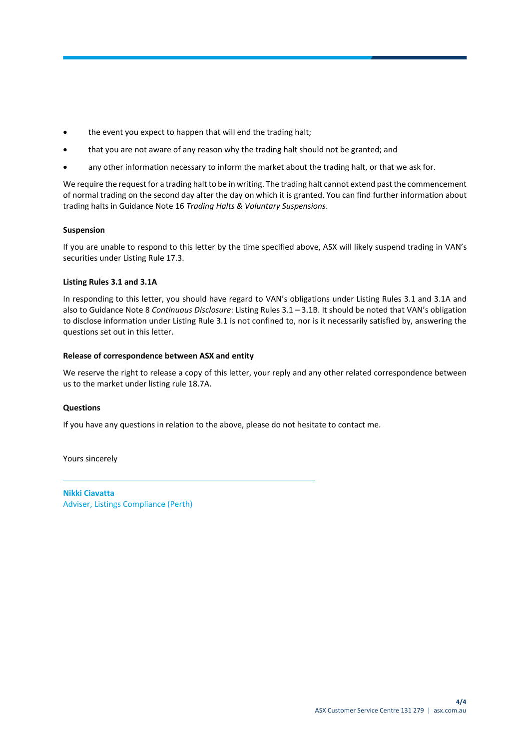- the event you expect to happen that will end the trading halt;
- that you are not aware of any reason why the trading halt should not be granted; and
- any other information necessary to inform the market about the trading halt, or that we ask for.

We require the request for a trading halt to be in writing. The trading halt cannot extend past the commencement of normal trading on the second day after the day on which it is granted. You can find further information about trading halts in Guidance Note 16 *Trading Halts & Voluntary Suspensions*.

**Suspension**

If you are unable to respond to this letter by the time specified above, ASX will likely suspend trading in VAN's securities under Listing Rule 17.3.

**Listing Rules 3.1 and 3.1A**

In responding to this letter, you should have regard to VAN's obligations under Listing Rules 3.1 and 3.1A and also to Guidance Note 8 *Continuous Disclosure*: Listing Rules 3.1 – 3.1B. It should be noted that VAN's obligation to disclose information under Listing Rule 3.1 is not confined to, nor is it necessarily satisfied by, answering the questions set out in this letter.

**Release of correspondence between ASX and entity**

We reserve the right to release a copy of this letter, your reply and any other related correspondence between us to the market under listing rule 18.7A.

**Questions**

If you have any questions in relation to the above, please do not hesitate to contact me.

Yours sincerely

---

**Nikki Ciavatta**
Adviser, Listings Compliance (Perth)